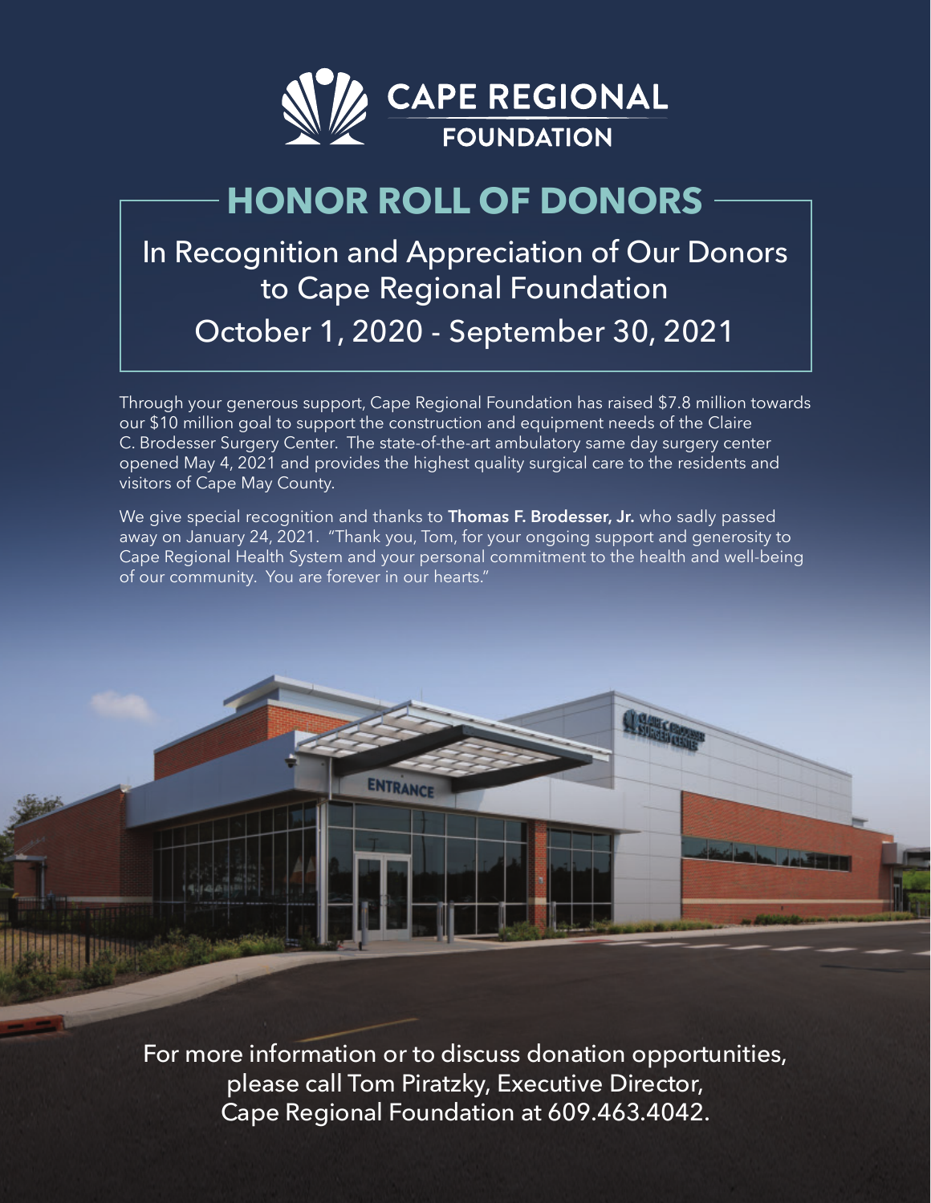**CAPE REGIONAL**
**FOUNDATION**

# HONOR ROLL OF DONORS

## In Recognition and Appreciation of Our Donors to Cape Regional Foundation

## October 1, 2020 - September 30, 2021

Through your generous support, Cape Regional Foundation has raised $7.8 million towards our $10 million goal to support the construction and equipment needs of the Claire C. Brodesser Surgery Center. The state-of-the-art ambulatory same day surgery center opened May 4, 2021 and provides the highest quality surgical care to the residents and visitors of Cape May County.

We give special recognition and thanks to **Thomas F. Brodesser, Jr.** who sadly passed away on January 24, 2021. "Thank you, Tom, for your ongoing support and generosity to Cape Regional Health System and your personal commitment to the health and well-being of our community. You are forever in our hearts."

For more information or to discuss donation opportunities, please call Tom Piratzky, Executive Director, Cape Regional Foundation at 609.463.4042.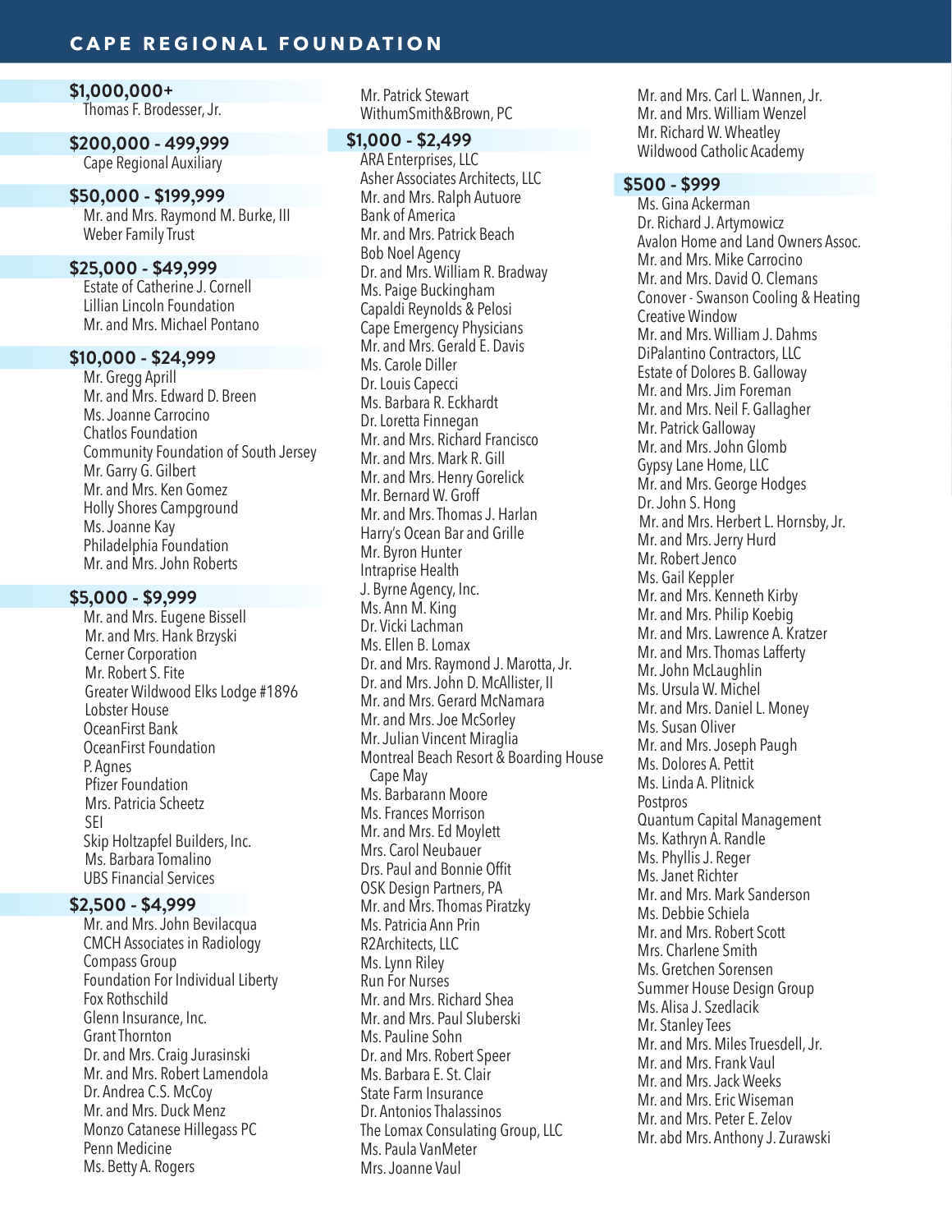## CAPE REGIONAL FOUNDATION

### $1,000,000+

Thomas F. Brodesser, Jr.

### $200,000 - 499,999

Cape Regional Auxiliary

### $50,000 - $199,999

Mr. and Mrs. Raymond M. Burke, III
Weber Family Trust

### $25,000 - $49,999

Estate of Catherine J. Cornell
Lillian Lincoln Foundation
Mr. and Mrs. Michael Pontano

### $10,000 - $24,999

Mr. Gregg Aprill
Mr. and Mrs. Edward D. Breen
Ms. Joanne Carrocino
Chatlos Foundation
Community Foundation of South Jersey
Mr. Garry G. Gilbert
Mr. and Mrs. Ken Gomez
Holly Shores Campground
Ms. Joanne Kay
Philadelphia Foundation
Mr. and Mrs. John Roberts

### $5,000 - $9,999

Mr. and Mrs. Eugene Bissell
Mr. and Mrs. Hank Brzyski
Cerner Corporation
Mr. Robert S. Fite
Greater Wildwood Elks Lodge #1896
Lobster House
OceanFirst Bank
OceanFirst Foundation
P. Agnes
Pfizer Foundation
Mrs. Patricia Scheetz
SEI
Skip Holtzapfel Builders, Inc.
Ms. Barbara Tomalino
UBS Financial Services

### $2,500 - $4,999

Mr. and Mrs. John Bevilacqua
CMCH Associates in Radiology
Compass Group
Foundation For Individual Liberty
Fox Rothschild
Glenn Insurance, Inc.
Grant Thornton
Dr. and Mrs. Craig Jurasinski
Mr. and Mrs. Robert Lamendola
Dr. Andrea C.S. McCoy
Mr. and Mrs. Duck Menz
Monzo Catanese Hillegass PC
Penn Medicine
Ms. Betty A. Rogers
Mr. Patrick Stewart
WithumSmith&Brown, PC

### $1,000 - $2,499

ARA Enterprises, LLC
Asher Associates Architects, LLC
Mr. and Mrs. Ralph Autuore
Bank of America
Mr. and Mrs. Patrick Beach
Bob Noel Agency
Dr. and Mrs. William R. Bradway
Ms. Paige Buckingham
Capaldi Reynolds & Pelosi
Cape Emergency Physicians
Mr. and Mrs. Gerald E. Davis
Ms. Carole Diller
Dr. Louis Capecci
Ms. Barbara R. Eckhardt
Dr. Loretta Finnegan
Mr. and Mrs. Richard Francisco
Mr. and Mrs. Mark R. Gill
Mr. and Mrs. Henry Gorelick
Mr. Bernard W. Groff
Mr. and Mrs. Thomas J. Harlan
Harry's Ocean Bar and Grille
Mr. Byron Hunter
Intraprise Health
J. Byrne Agency, Inc.
Ms. Ann M. King
Dr. Vicki Lachman
Ms. Ellen B. Lomax
Dr. and Mrs. Raymond J. Marotta, Jr.
Dr. and Mrs. John D. McAllister, II
Mr. and Mrs. Gerard McNamara
Mr. and Mrs. Joe McSorley
Mr. Julian Vincent Miraglia
Montreal Beach Resort & Boarding House Cape May
Ms. Barbarann Moore
Ms. Frances Morrison
Mr. and Mrs. Ed Moylett
Mrs. Carol Neubauer
Drs. Paul and Bonnie Offit
OSK Design Partners, PA
Mr. and Mrs. Thomas Piratzky
Ms. Patricia Ann Prin
R2Architects, LLC
Ms. Lynn Riley
Run For Nurses
Mr. and Mrs. Richard Shea
Mr. and Mrs. Paul Sluberski
Ms. Pauline Sohn
Dr. and Mrs. Robert Speer
Ms. Barbara E. St. Clair
State Farm Insurance
Dr. Antonios Thalassinos
The Lomax Consulting Group, LLC
Ms. Paula VanMeter
Mrs. Joanne Vaul
Mr. and Mrs. Carl L. Wannen, Jr.
Mr. and Mrs. William Wenzel
Mr. Richard W. Wheatley
Wildwood Catholic Academy

### $500 - $999

Ms. Gina Ackerman
Dr. Richard J. Artymowicz
Avalon Home and Land Owners Assoc.
Mr. and Mrs. Mike Carrocino
Mr. and Mrs. David O. Clemans
Conover - Swanson Cooling & Heating
Creative Window
Mr. and Mrs. William J. Dahms
DiPalantino Contractors, LLC
Estate of Dolores B. Galloway
Mr. and Mrs. Jim Foreman
Mr. and Mrs. Neil F. Gallagher
Mr. Patrick Galloway
Mr. and Mrs. John Glomb
Gypsy Lane Home, LLC
Mr. and Mrs. George Hodges
Dr. John S. Hong
Mr. and Mrs. Herbert L. Hornsby, Jr.
Mr. and Mrs. Jerry Hurd
Mr. Robert Jenco
Ms. Gail Keppler
Mr. and Mrs. Kenneth Kirby
Mr. and Mrs. Philip Koebig
Mr. and Mrs. Lawrence A. Kratzer
Mr. and Mrs. Thomas Lafferty
Mr. John McLaughlin
Ms. Ursula W. Michel
Mr. and Mrs. Daniel L. Money
Ms. Susan Oliver
Mr. and Mrs. Joseph Paugh
Ms. Dolores A. Pettit
Ms. Linda A. Plitnick
Postpros
Quantum Capital Management
Ms. Kathryn A. Randle
Ms. Phyllis J. Reger
Ms. Janet Richter
Mr. and Mrs. Mark Sanderson
Ms. Debbie Schiela
Mr. and Mrs. Robert Scott
Mrs. Charlene Smith
Ms. Gretchen Sorensen
Summer House Design Group
Ms. Alisa J. Szedlacik
Mr. Stanley Tees
Mr. and Mrs. Miles Truesdell, Jr.
Mr. and Mrs. Frank Vaul
Mr. and Mrs. Jack Weeks
Mr. and Mrs. Eric Wiseman
Mr. and Mrs. Peter E. Zelov
Mr. abd Mrs. Anthony J. Zurawski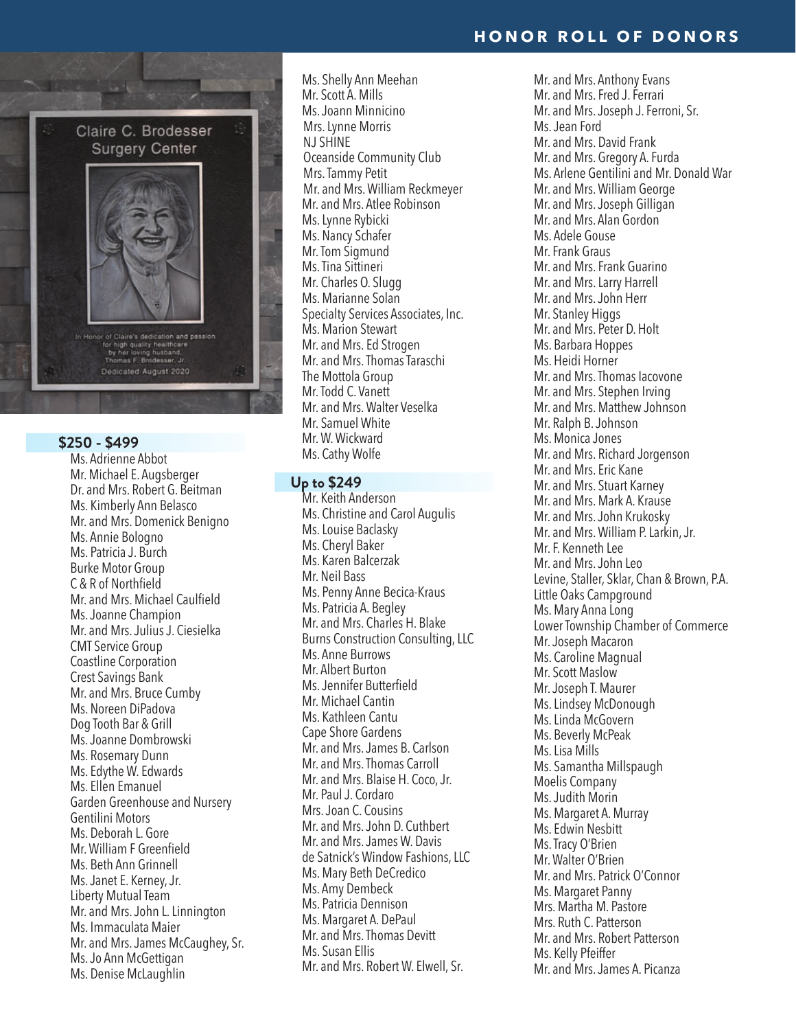## HONOR ROLL OF DONORS

Claire C. Brodesser Surgery Center

In Honor of Claire's dedication and passion for high quality healthcare by her loving husband, Thomas F. Brodesser, Jr.

Dedicated August 2020

### $250 - $499

Ms. Adrienne Abbot
Mr. Michael E. Augsberger
Dr. and Mrs. Robert G. Beitman
Ms. Kimberly Ann Belasco
Mr. and Mrs. Domenick Benigno
Ms. Annie Bologno
Ms. Patricia J. Burch
Burke Motor Group
C & R of Northfield
Mr. and Mrs. Michael Caulfield
Ms. Joanne Champion
Mr. and Mrs. Julius J. Ciesielka
CMT Service Group
Coastline Corporation
Crest Savings Bank
Mr. and Mrs. Bruce Cumby
Ms. Noreen DiPadova
Dog Tooth Bar & Grill
Ms. Joanne Dombrowski
Ms. Rosemary Dunn
Ms. Edythe W. Edwards
Ms. Ellen Emanuel
Garden Greenhouse and Nursery
Gentilini Motors
Ms. Deborah L. Gore
Mr. William F Greenfield
Ms. Beth Ann Grinnell
Ms. Janet E. Kerney, Jr.
Liberty Mutual Team
Mr. and Mrs. John L. Linnington
Ms. Immaculata Maier
Mr. and Mrs. James McCaughey, Sr.
Ms. Jo Ann McGettigan
Ms. Denise McLaughlin
Ms. Shelly Ann Meehan
Mr. Scott A. Mills
Ms. Joann Minnicino
Mrs. Lynne Morris
NJ SHINE
Oceanside Community Club
Mrs. Tammy Petit
Mr. and Mrs. William Reckmeyer
Mr. and Mrs. Atlee Robinson
Ms. Lynne Rybicki
Ms. Nancy Schafer
Mr. Tom Sigmund
Ms. Tina Sittineri
Mr. Charles O. Slugg
Ms. Marianne Solan
Specialty Services Associates, Inc.
Ms. Marion Stewart
Mr. and Mrs. Ed Strogen
Mr. and Mrs. Thomas Taraschi
The Mottola Group
Mr. Todd C. Vanett
Mr. and Mrs. Walter Veselka
Mr. Samuel White
Mr. W. Wickward
Ms. Cathy Wolfe

### Up to $249

Mr. Keith Anderson
Ms. Christine and Carol Augulis
Ms. Louise Baclasky
Ms. Cheryl Baker
Ms. Karen Balcerzak
Mr. Neil Bass
Ms. Penny Anne Becica-Kraus
Ms. Patricia A. Begley
Mr. and Mrs. Charles H. Blake
Burns Construction Consulting, LLC
Ms. Anne Burrows
Mr. Albert Burton
Ms. Jennifer Butterfield
Mr. Michael Cantin
Ms. Kathleen Cantu
Cape Shore Gardens
Mr. and Mrs. James B. Carlson
Mr. and Mrs. Thomas Carroll
Mr. and Mrs. Blaise H. Coco, Jr.
Mr. Paul J. Cordaro
Mrs. Joan C. Cousins
Mr. and Mrs. John D. Cuthbert
Mr. and Mrs. James W. Davis
de Satnick's Window Fashions, LLC
Ms. Mary Beth DeCredico
Ms. Amy Dembeck
Ms. Patricia Dennison
Ms. Margaret A. DePaul
Mr. and Mrs. Thomas Devitt
Ms. Susan Ellis
Mr. and Mrs. Robert W. Elwell, Sr.
Mr. and Mrs. Anthony Evans
Mr. and Mrs. Fred J. Ferrari
Mr. and Mrs. Joseph J. Ferroni, Sr.
Ms. Jean Ford
Mr. and Mrs. David Frank
Mr. and Mrs. Gregory A. Furda
Ms. Arlene Gentilini and Mr. Donald War
Mr. and Mrs. William George
Mr. and Mrs. Joseph Gilligan
Mr. and Mrs. Alan Gordon
Ms. Adele Gouse
Mr. Frank Graus
Mr. and Mrs. Frank Guarino
Mr. and Mrs. Larry Harrell
Mr. and Mrs. John Herr
Mr. Stanley Higgs
Mr. and Mrs. Peter D. Holt
Ms. Barbara Hoppes
Ms. Heidi Horner
Mr. and Mrs. Thomas Iacovone
Mr. and Mrs. Stephen Irving
Mr. and Mrs. Matthew Johnson
Mr. Ralph B. Johnson
Ms. Monica Jones
Mr. and Mrs. Richard Jorgenson
Mr. and Mrs. Eric Kane
Mr. and Mrs. Stuart Karney
Mr. and Mrs. Mark A. Krause
Mr. and Mrs. John Krukosky
Mr. and Mrs. William P. Larkin, Jr.
Mr. F. Kenneth Lee
Mr. and Mrs. John Leo
Levine, Staller, Sklar, Chan & Brown, P.A.
Little Oaks Campground
Ms. Mary Anna Long
Lower Township Chamber of Commerce
Mr. Joseph Macaron
Ms. Caroline Magnual
Mr. Scott Maslow
Mr. Joseph T. Maurer
Ms. Lindsey McDonough
Ms. Linda McGovern
Ms. Beverly McPeak
Ms. Lisa Mills
Ms. Samantha Millspaugh
Moelis Company
Ms. Judith Morin
Ms. Margaret A. Murray
Ms. Edwin Nesbitt
Ms. Tracy O'Brien
Mr. Walter O'Brien
Mr. and Mrs. Patrick O'Connor
Ms. Margaret Panny
Mrs. Martha M. Pastore
Mrs. Ruth C. Patterson
Mr. and Mrs. Robert Patterson
Ms. Kelly Pfeiffer
Mr. and Mrs. James A. Picanza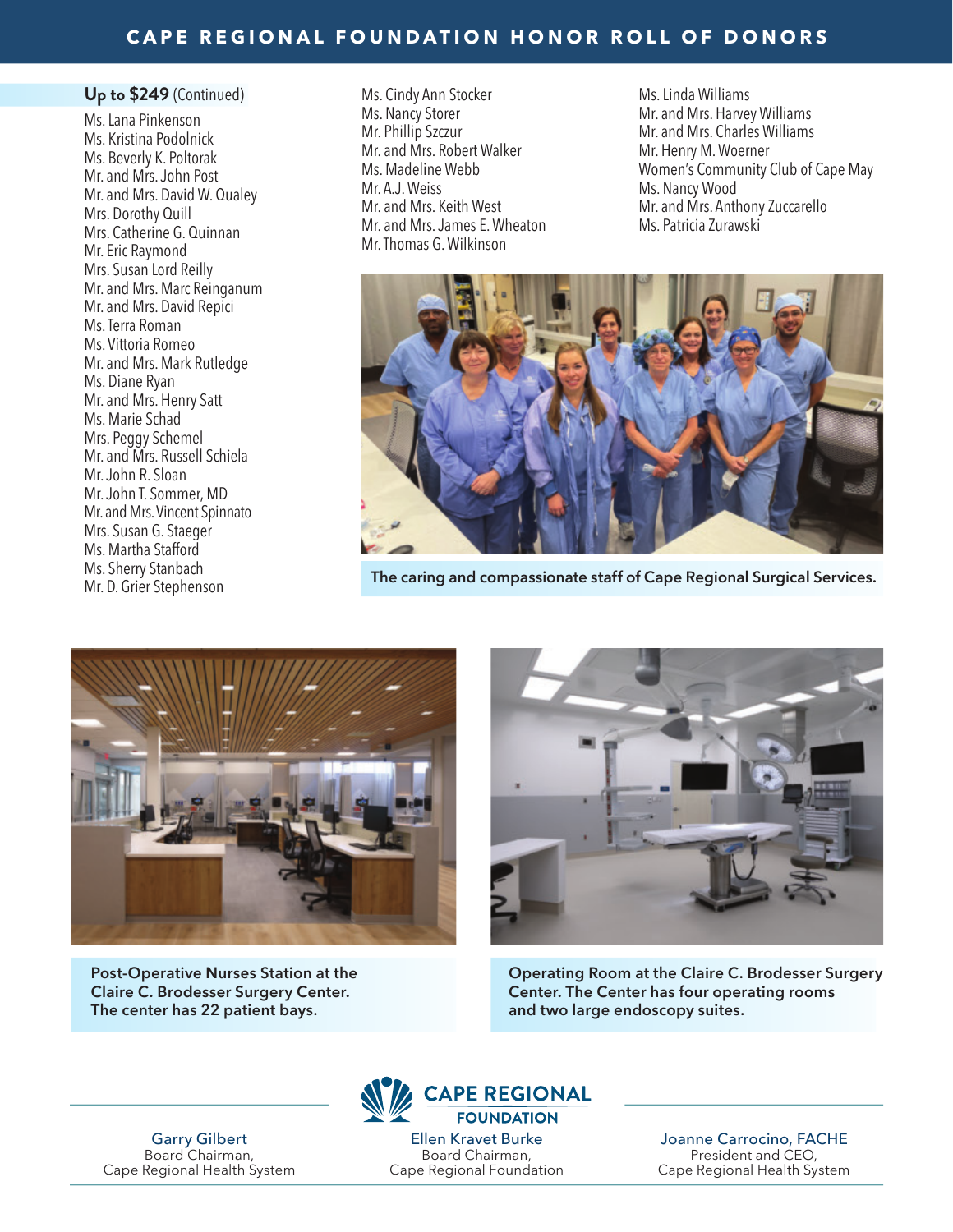## Up to $249 (Continued)

Ms. Lana Pinkenson
Ms. Kristina Podolnick
Ms. Beverly K. Poltorak
Mr. and Mrs. John Post
Mr. and Mrs. David W. Qualey
Mrs. Dorothy Quill
Mrs. Catherine G. Quinnan
Mr. Eric Raymond
Mrs. Susan Lord Reilly
Mr. and Mrs. Marc Reinganum
Mr. and Mrs. David Repici
Ms. Terra Roman
Ms. Vittoria Romeo
Mr. and Mrs. Mark Rutledge
Ms. Diane Ryan
Mr. and Mrs. Henry Satt
Ms. Marie Schad
Mrs. Peggy Schemel
Mr. and Mrs. Russell Schiela
Mr. John R. Sloan
Mr. John T. Sommer, MD
Mr. and Mrs. Vincent Spinnato
Mrs. Susan G. Staeger
Ms. Martha Stafford
Ms. Sherry Stanbach
Mr. D. Grier Stephenson
Ms. Cindy Ann Stocker
Ms. Nancy Storer
Mr. Phillip Szczur
Mr. and Mrs. Robert Walker
Ms. Madeline Webb
Mr. A.J. Weiss
Mr. and Mrs. Keith West
Mr. and Mrs. James E. Wheaton
Mr. Thomas G. Wilkinson
Ms. Linda Williams
Mr. and Mrs. Harvey Williams
Mr. and Mrs. Charles Williams
Mr. Henry M. Woerner
Women's Community Club of Cape May
Ms. Nancy Wood
Mr. and Mrs. Anthony Zuccarello
Ms. Patricia Zurawski

The caring and compassionate staff of Cape Regional Surgical Services.

Post-Operative Nurses Station at the Claire C. Brodesser Surgery Center. The center has 22 patient bays.

Operating Room at the Claire C. Brodesser Surgery Center. The Center has four operating rooms and two large endoscopy suites.

CAPE REGIONAL FOUNDATION

Garry Gilbert
Board Chairman,
Cape Regional Health System

Ellen Kravet Burke
Board Chairman,
Cape Regional Foundation

Joanne Carrocino, FACHE
President and CEO,
Cape Regional Health System